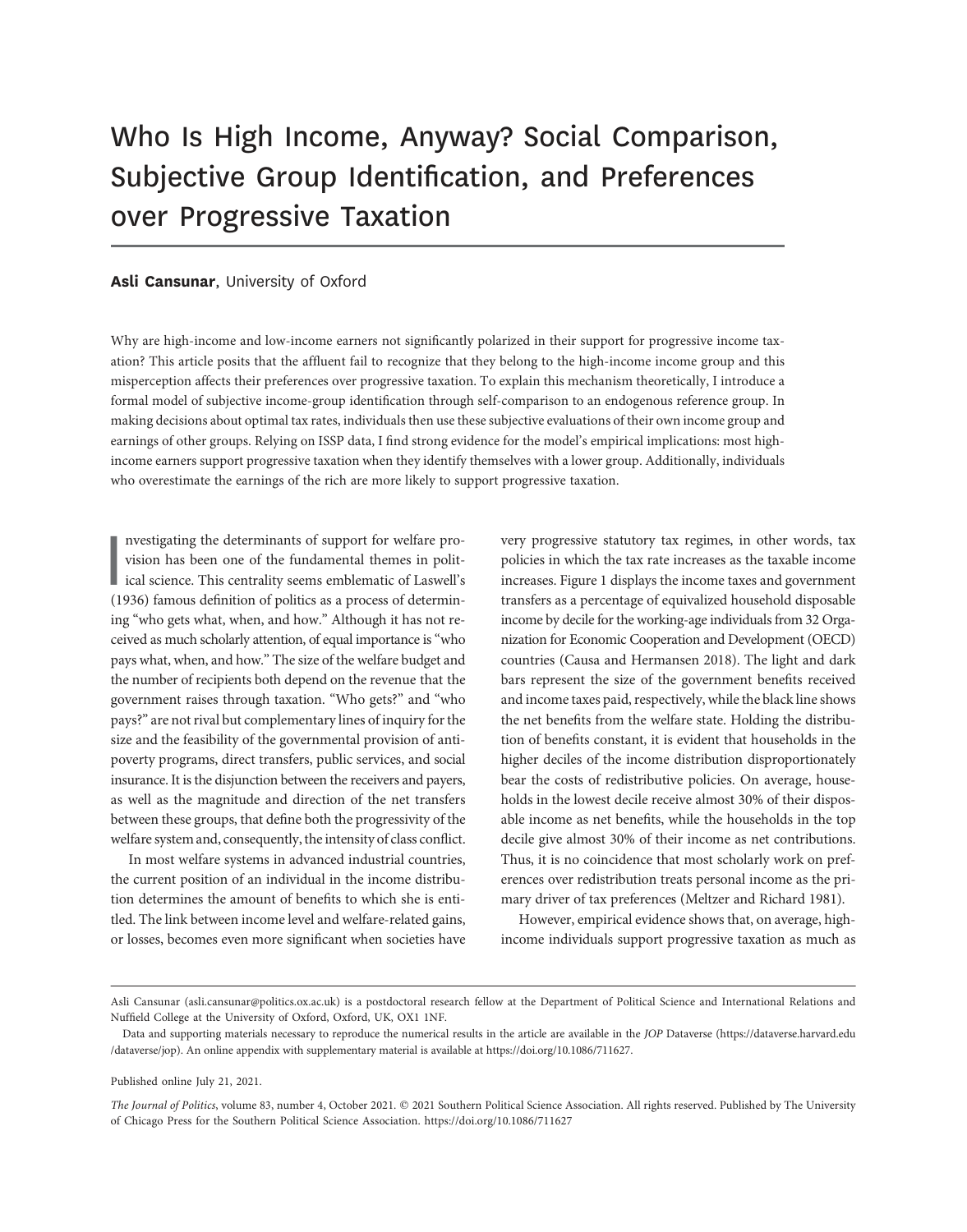# Who Is High Income, Anyway? Social Comparison, Subjective Group Identification, and Preferences over Progressive Taxation

**Asli Cansunar**, University of Oxford

Why are high-income and low-income earners not significantly polarized in their support for progressive income taxation? This article posits that the affluent fail to recognize that they belong to the high-income income group and this misperception affects their preferences over progressive taxation. To explain this mechanism theoretically, I introduce a formal model of subjective income-group identification through self-comparison to an endogenous reference group. In making decisions about optimal tax rates, individuals then use these subjective evaluations of their own income group and earnings of other groups. Relying on ISSP data, I find strong evidence for the model's empirical implications: most high-income earners support progressive taxation when they identify themselves with a lower group. Additionally, individuals who overestimate the earnings of the rich are more likely to support progressive taxation.

Investigating the determinants of support for welfare provision has been one of the fundamental themes in political science. This centrality seems emblematic of Laswell's (1936) famous definition of politics as a process of determining "who gets what, when, and how." Although it has not received as much scholarly attention, of equal importance is "who pays what, when, and how." The size of the welfare budget and the number of recipients both depend on the revenue that the government raises through taxation. "Who gets?" and "who pays?" are not rival but complementary lines of inquiry for the size and the feasibility of the governmental provision of antipoverty programs, direct transfers, public services, and social insurance. It is the disjunction between the receivers and payers, as well as the magnitude and direction of the net transfers between these groups, that define both the progressivity of the welfare system and, consequently, the intensity of class conflict.

In most welfare systems in advanced industrial countries, the current position of an individual in the income distribution determines the amount of benefits to which she is entitled. The link between income level and welfare-related gains, or losses, becomes even more significant when societies have very progressive statutory tax regimes, in other words, tax policies in which the tax rate increases as the taxable income increases. Figure 1 displays the income taxes and government transfers as a percentage of equivalized household disposable income by decile for the working-age individuals from 32 Organization for Economic Cooperation and Development (OECD) countries (Causa and Hermansen 2018). The light and dark bars represent the size of the government benefits received and income taxes paid, respectively, while the black line shows the net benefits from the welfare state. Holding the distribution of benefits constant, it is evident that households in the higher deciles of the income distribution disproportionately bear the costs of redistributive policies. On average, households in the lowest decile receive almost 30% of their disposable income as net benefits, while the households in the top decile give almost 30% of their income as net contributions. Thus, it is no coincidence that most scholarly work on preferences over redistribution treats personal income as the primary driver of tax preferences (Meltzer and Richard 1981).

However, empirical evidence shows that, on average, high-income individuals support progressive taxation as much as

---

Asli Cansunar (asli.cansunar@politics.ox.ac.uk) is a postdoctoral research fellow at the Department of Political Science and International Relations and Nuffield College at the University of Oxford, Oxford, UK, OX1 1NF.

Data and supporting materials necessary to reproduce the numerical results in the article are available in the *JOP* Dataverse (https://dataverse.harvard.edu/dataverse/jop). An online appendix with supplementary material is available at https://doi.org/10.1086/711627.

Published online July 21, 2021.

*The Journal of Politics*, volume 83, number 4, October 2021. © 2021 Southern Political Science Association. All rights reserved. Published by The University of Chicago Press for the Southern Political Science Association. https://doi.org/10.1086/711627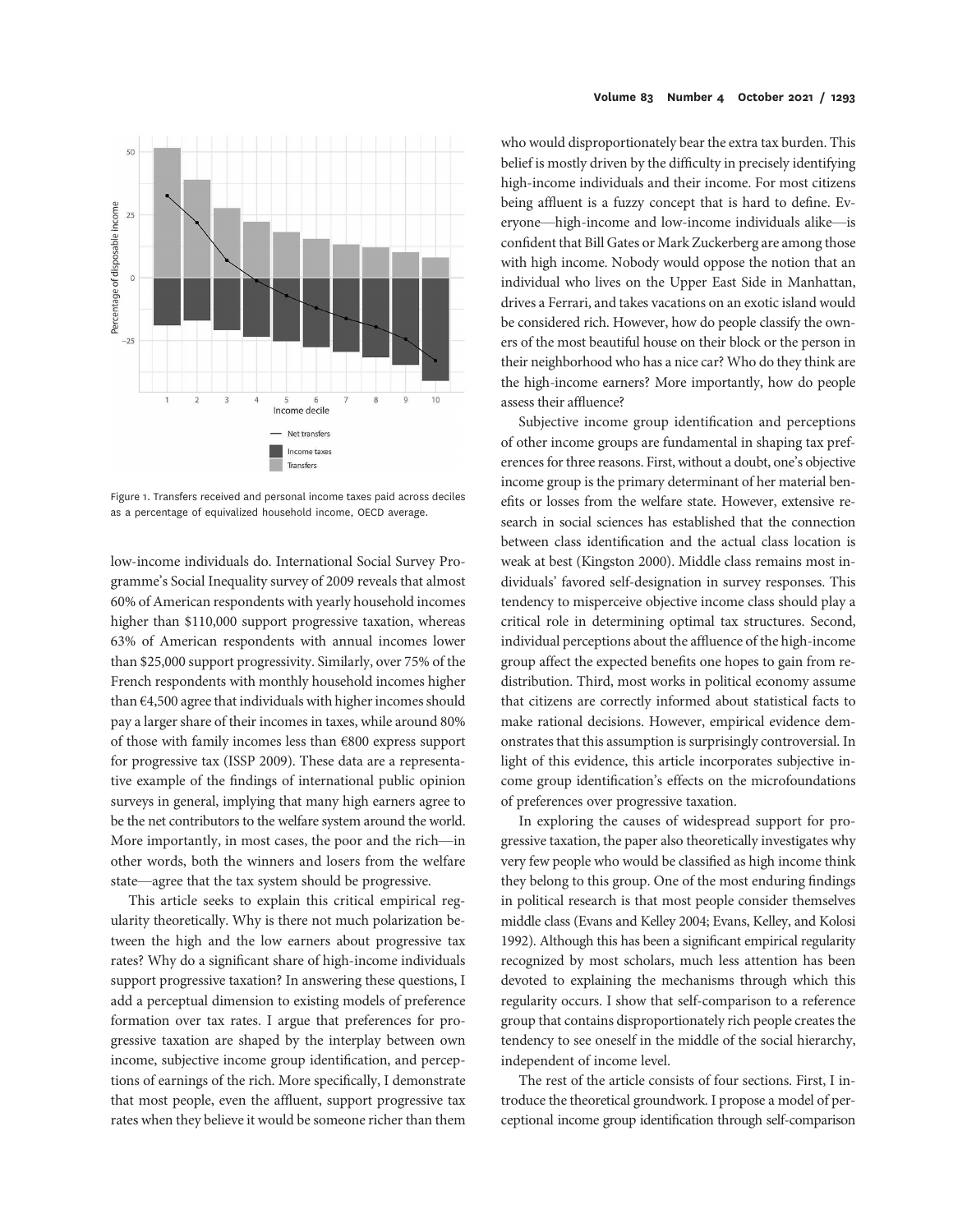Figure 1. Transfers received and personal income taxes paid across deciles as a percentage of equivalized household income, OECD average.

low-income individuals do. International Social Survey Programme's Social Inequality survey of 2009 reveals that almost 60% of American respondents with yearly household incomes higher than $110,000 support progressive taxation, whereas 63% of American respondents with annual incomes lower than $25,000 support progressivity. Similarly, over 75% of the French respondents with monthly household incomes higher than €4,500 agree that individuals with higher incomes should pay a larger share of their incomes in taxes, while around 80% of those with family incomes less than €800 express support for progressive tax (ISSP 2009). These data are a representative example of the findings of international public opinion surveys in general, implying that many high earners agree to be the net contributors to the welfare system around the world. More importantly, in most cases, the poor and the rich—in other words, both the winners and losers from the welfare state—agree that the tax system should be progressive.

This article seeks to explain this critical empirical regularity theoretically. Why is there not much polarization between the high and the low earners about progressive tax rates? Why do a significant share of high-income individuals support progressive taxation? In answering these questions, I add a perceptual dimension to existing models of preference formation over tax rates. I argue that preferences for progressive taxation are shaped by the interplay between own income, subjective income group identification, and perceptions of earnings of the rich. More specifically, I demonstrate that most people, even the affluent, support progressive tax rates when they believe it would be someone richer than them who would disproportionately bear the extra tax burden. This belief is mostly driven by the difficulty in precisely identifying high-income individuals and their income. For most citizens being affluent is a fuzzy concept that is hard to define. Everyone—high-income and low-income individuals alike—is confident that Bill Gates or Mark Zuckerberg are among those with high income. Nobody would oppose the notion that an individual who lives on the Upper East Side in Manhattan, drives a Ferrari, and takes vacations on an exotic island would be considered rich. However, how do people classify the owners of the most beautiful house on their block or the person in their neighborhood who has a nice car? Who do they think are the high-income earners? More importantly, how do people assess their affluence?

Subjective income group identification and perceptions of other income groups are fundamental in shaping tax preferences for three reasons. First, without a doubt, one's objective income group is the primary determinant of her material benefits or losses from the welfare state. However, extensive research in social sciences has established that the connection between class identification and the actual class location is weak at best (Kingston 2000). Middle class remains most individuals' favored self-designation in survey responses. This tendency to misperceive objective income class should play a critical role in determining optimal tax structures. Second, individual perceptions about the affluence of the high-income group affect the expected benefits one hopes to gain from redistribution. Third, most works in political economy assume that citizens are correctly informed about statistical facts to make rational decisions. However, empirical evidence demonstrates that this assumption is surprisingly controversial. In light of this evidence, this article incorporates subjective income group identification's effects on the microfoundations of preferences over progressive taxation.

In exploring the causes of widespread support for progressive taxation, the paper also theoretically investigates why very few people who would be classified as high income think they belong to this group. One of the most enduring findings in political research is that most people consider themselves middle class (Evans and Kelley 2004; Evans, Kelley, and Kolosi 1992). Although this has been a significant empirical regularity recognized by most scholars, much less attention has been devoted to explaining the mechanisms through which this regularity occurs. I show that self-comparison to a reference group that contains disproportionately rich people creates the tendency to see oneself in the middle of the social hierarchy, independent of income level.

The rest of the article consists of four sections. First, I introduce the theoretical groundwork. I propose a model of perceptional income group identification through self-comparison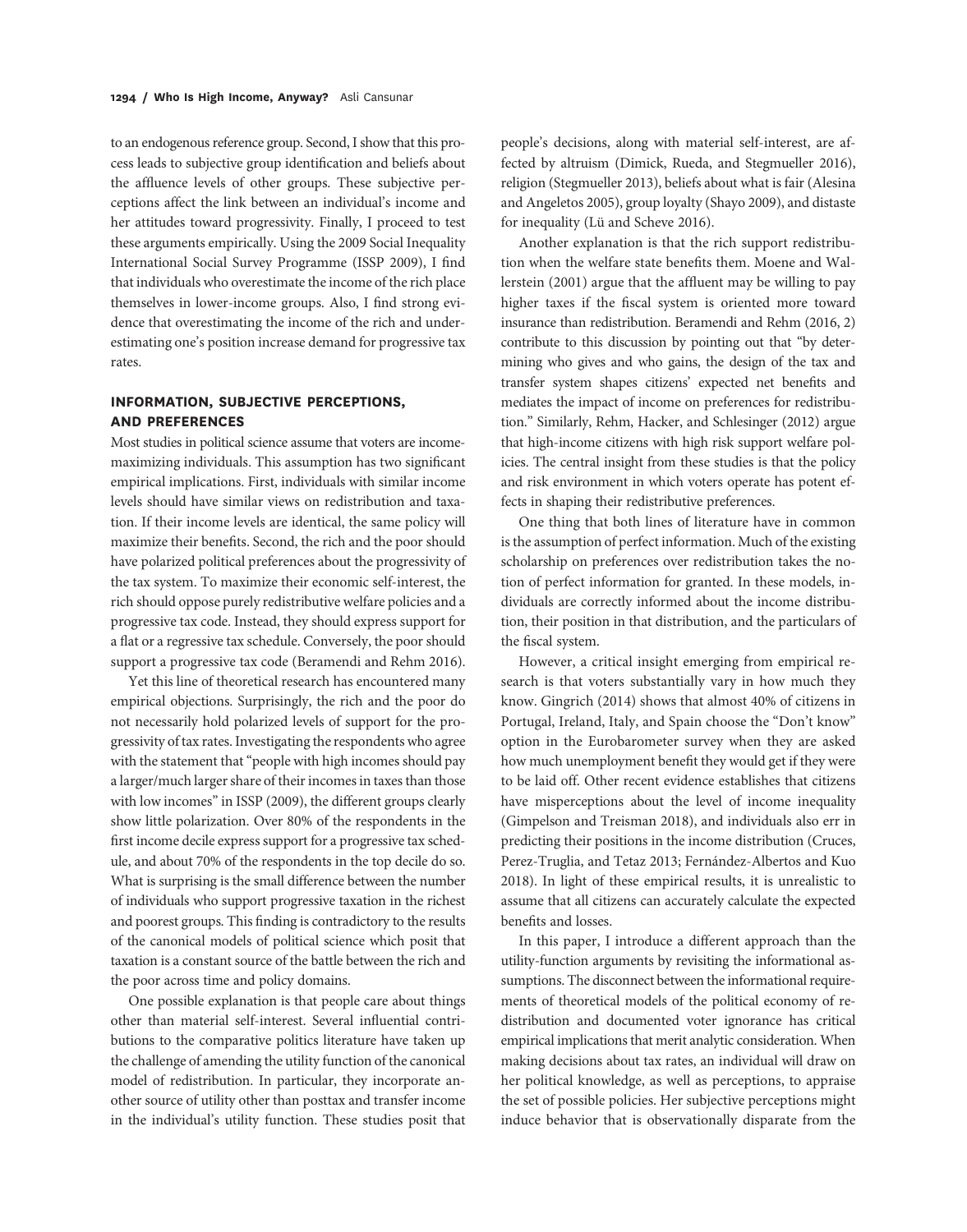to an endogenous reference group. Second, I show that this process leads to subjective group identification and beliefs about the affluence levels of other groups. These subjective perceptions affect the link between an individual's income and her attitudes toward progressivity. Finally, I proceed to test these arguments empirically. Using the 2009 Social Inequality International Social Survey Programme (ISSP 2009), I find that individuals who overestimate the income of the rich place themselves in lower-income groups. Also, I find strong evidence that overestimating the income of the rich and underestimating one's position increase demand for progressive tax rates.

## INFORMATION, SUBJECTIVE PERCEPTIONS, AND PREFERENCES

Most studies in political science assume that voters are income-maximizing individuals. This assumption has two significant empirical implications. First, individuals with similar income levels should have similar views on redistribution and taxation. If their income levels are identical, the same policy will maximize their benefits. Second, the rich and the poor should have polarized political preferences about the progressivity of the tax system. To maximize their economic self-interest, the rich should oppose purely redistributive welfare policies and a progressive tax code. Instead, they should express support for a flat or a regressive tax schedule. Conversely, the poor should support a progressive tax code (Beramendi and Rehm 2016).

Yet this line of theoretical research has encountered many empirical objections. Surprisingly, the rich and the poor do not necessarily hold polarized levels of support for the progressivity of tax rates. Investigating the respondents who agree with the statement that "people with high incomes should pay a larger/much larger share of their incomes in taxes than those with low incomes" in ISSP (2009), the different groups clearly show little polarization. Over 80% of the respondents in the first income decile express support for a progressive tax schedule, and about 70% of the respondents in the top decile do so. What is surprising is the small difference between the number of individuals who support progressive taxation in the richest and poorest groups. This finding is contradictory to the results of the canonical models of political science which posit that taxation is a constant source of the battle between the rich and the poor across time and policy domains.

One possible explanation is that people care about things other than material self-interest. Several influential contributions to the comparative politics literature have taken up the challenge of amending the utility function of the canonical model of redistribution. In particular, they incorporate another source of utility other than posttax and transfer income in the individual's utility function. These studies posit that people's decisions, along with material self-interest, are affected by altruism (Dimick, Rueda, and Stegmueller 2016), religion (Stegmueller 2013), beliefs about what is fair (Alesina and Angeletos 2005), group loyalty (Shayo 2009), and distaste for inequality (Lü and Scheve 2016).

Another explanation is that the rich support redistribution when the welfare state benefits them. Moene and Wallerstein (2001) argue that the affluent may be willing to pay higher taxes if the fiscal system is oriented more toward insurance than redistribution. Beramendi and Rehm (2016, 2) contribute to this discussion by pointing out that "by determining who gives and who gains, the design of the tax and transfer system shapes citizens' expected net benefits and mediates the impact of income on preferences for redistribution." Similarly, Rehm, Hacker, and Schlesinger (2012) argue that high-income citizens with high risk support welfare policies. The central insight from these studies is that the policy and risk environment in which voters operate has potent effects in shaping their redistributive preferences.

One thing that both lines of literature have in common is the assumption of perfect information. Much of the existing scholarship on preferences over redistribution takes the notion of perfect information for granted. In these models, individuals are correctly informed about the income distribution, their position in that distribution, and the particulars of the fiscal system.

However, a critical insight emerging from empirical research is that voters substantially vary in how much they know. Gingrich (2014) shows that almost 40% of citizens in Portugal, Ireland, Italy, and Spain choose the "Don't know" option in the Eurobarometer survey when they are asked how much unemployment benefit they would get if they were to be laid off. Other recent evidence establishes that citizens have misperceptions about the level of income inequality (Gimpelson and Treisman 2018), and individuals also err in predicting their positions in the income distribution (Cruces, Perez-Truglia, and Tetaz 2013; Fernández-Albertos and Kuo 2018). In light of these empirical results, it is unrealistic to assume that all citizens can accurately calculate the expected benefits and losses.

In this paper, I introduce a different approach than the utility-function arguments by revisiting the informational assumptions. The disconnect between the informational requirements of theoretical models of the political economy of redistribution and documented voter ignorance has critical empirical implications that merit analytic consideration. When making decisions about tax rates, an individual will draw on her political knowledge, as well as perceptions, to appraise the set of possible policies. Her subjective perceptions might induce behavior that is observationally disparate from the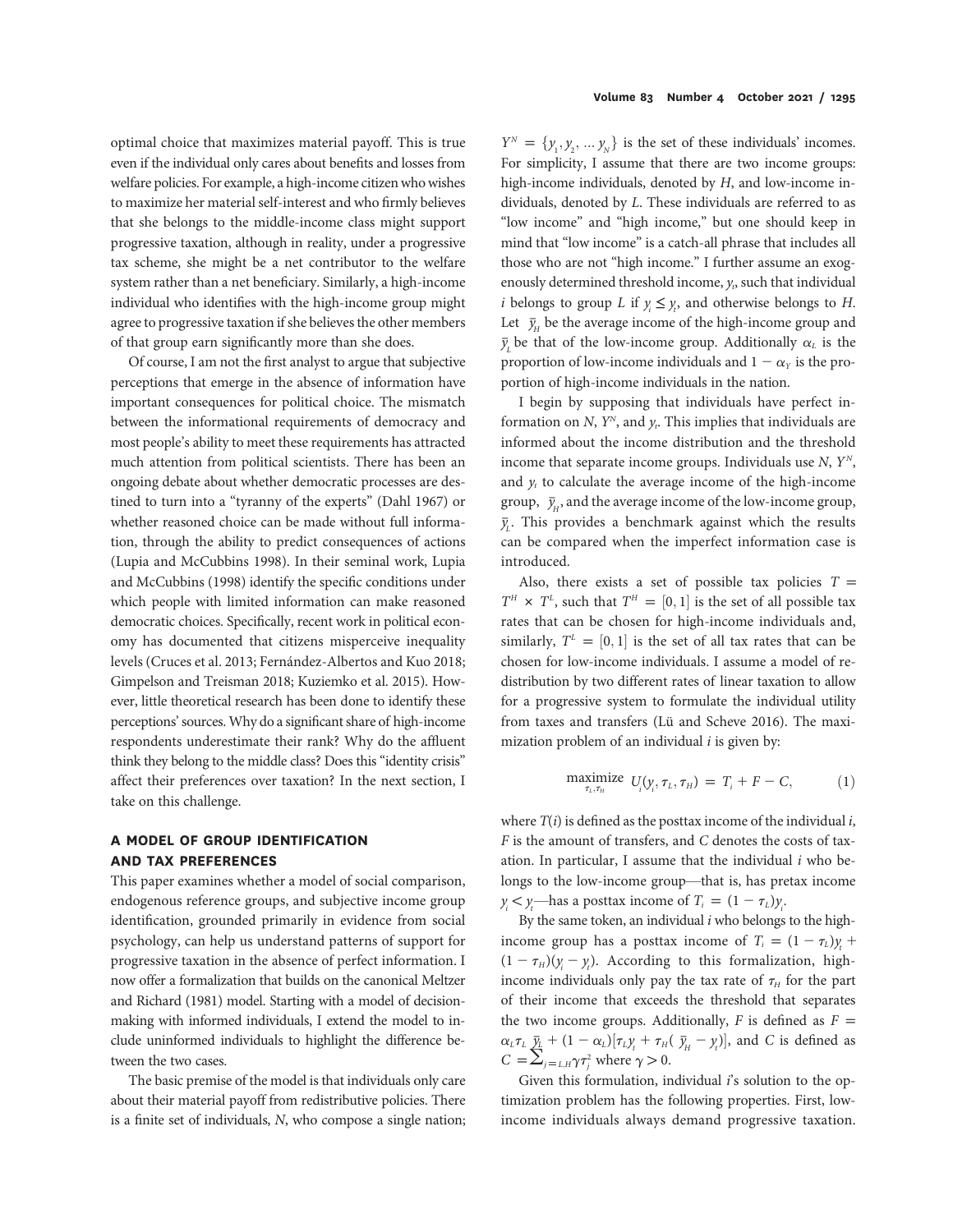optimal choice that maximizes material payoff. This is true even if the individual only cares about benefits and losses from welfare policies. For example, a high-income citizen who wishes to maximize her material self-interest and who firmly believes that she belongs to the middle-income class might support progressive taxation, although in reality, under a progressive tax scheme, she might be a net contributor to the welfare system rather than a net beneficiary. Similarly, a high-income individual who identifies with the high-income group might agree to progressive taxation if she believes the other members of that group earn significantly more than she does.

Of course, I am not the first analyst to argue that subjective perceptions that emerge in the absence of information have important consequences for political choice. The mismatch between the informational requirements of democracy and most people's ability to meet these requirements has attracted much attention from political scientists. There has been an ongoing debate about whether democratic processes are destined to turn into a "tyranny of the experts" (Dahl 1967) or whether reasoned choice can be made without full information, through the ability to predict consequences of actions (Lupia and McCubbins 1998). In their seminal work, Lupia and McCubbins (1998) identify the specific conditions under which people with limited information can make reasoned democratic choices. Specifically, recent work in political economy has documented that citizens misperceive inequality levels (Cruces et al. 2013; Fernández-Albertos and Kuo 2018; Gimpelson and Treisman 2018; Kuziemko et al. 2015). However, little theoretical research has been done to identify these perceptions' sources. Why do a significant share of high-income respondents underestimate their rank? Why do the affluent think they belong to the middle class? Does this "identity crisis" affect their preferences over taxation? In the next section, I take on this challenge.

## A MODEL OF GROUP IDENTIFICATION AND TAX PREFERENCES

This paper examines whether a model of social comparison, endogenous reference groups, and subjective income group identification, grounded primarily in evidence from social psychology, can help us understand patterns of support for progressive taxation in the absence of perfect information. I now offer a formalization that builds on the canonical Meltzer and Richard (1981) model. Starting with a model of decision-making with informed individuals, I extend the model to include uninformed individuals to highlight the difference between the two cases.

The basic premise of the model is that individuals only care about their material payoff from redistributive policies. There is a finite set of individuals, $N$, who compose a single nation; $Y^N = \{y_1, y_2, \ldots y_N\}$ is the set of these individuals' incomes. For simplicity, I assume that there are two income groups: high-income individuals, denoted by $H$, and low-income individuals, denoted by $L$. These individuals are referred to as "low income" and "high income," but one should keep in mind that "low income" is a catch-all phrase that includes all those who are not "high income." I further assume an exogenously determined threshold income, $y_t$, such that individual $i$ belongs to group $L$ if $y_i \leq y_t$, and otherwise belongs to $H$. Let $\bar{y}_H$ be the average income of the high-income group and $\bar{y}_L$ be that of the low-income group. Additionally $\alpha_L$ is the proportion of low-income individuals and $1 - \alpha_Y$ is the proportion of high-income individuals in the nation.

I begin by supposing that individuals have perfect information on $N$, $Y^N$, and $y_t$. This implies that individuals are informed about the income distribution and the threshold income that separate income groups. Individuals use $N$, $Y^N$, and $y_t$ to calculate the average income of the high-income group, $\bar{y}_H$, and the average income of the low-income group, $\bar{y}_L$. This provides a benchmark against which the results can be compared when the imperfect information case is introduced.

Also, there exists a set of possible tax policies $T = T^H \times T^L$, such that $T^H = [0, 1]$ is the set of all possible tax rates that can be chosen for high-income individuals and, similarly, $T^L = [0, 1]$ is the set of all tax rates that can be chosen for low-income individuals. I assume a model of redistribution by two different rates of linear taxation to allow for a progressive system to formulate the individual utility from taxes and transfers (Lü and Scheve 2016). The maximization problem of an individual $i$ is given by:

$$\underset{\tau_L, \tau_H}{\text{maximize}} \; U_i(y_i, \tau_L, \tau_H) = T_i + F - C, \tag{1}$$

where $T(i)$ is defined as the posttax income of the individual $i$, $F$ is the amount of transfers, and $C$ denotes the costs of taxation. In particular, I assume that the individual $i$ who belongs to the low-income group—that is, has pretax income $y_i < y_t$—has a posttax income of $T_i = (1 - \tau_L)y_i$.

By the same token, an individual $i$ who belongs to the high-income group has a posttax income of $T_i = (1 - \tau_L)y_t + (1 - \tau_H)(y_i - y_t)$. According to this formalization, high-income individuals only pay the tax rate of $\tau_H$ for the part of their income that exceeds the threshold that separates the two income groups. Additionally, $F$ is defined as $F = \alpha_L \tau_L \bar{y}_L + (1 - \alpha_L)[\tau_L y_t + \tau_H(\bar{y}_H - y_t)]$, and $C$ is defined as $C = \sum_{j=L,H} \gamma \tau_j^2$ where $\gamma > 0$.

Given this formulation, individual $i$'s solution to the optimization problem has the following properties. First, low-income individuals always demand progressive taxation.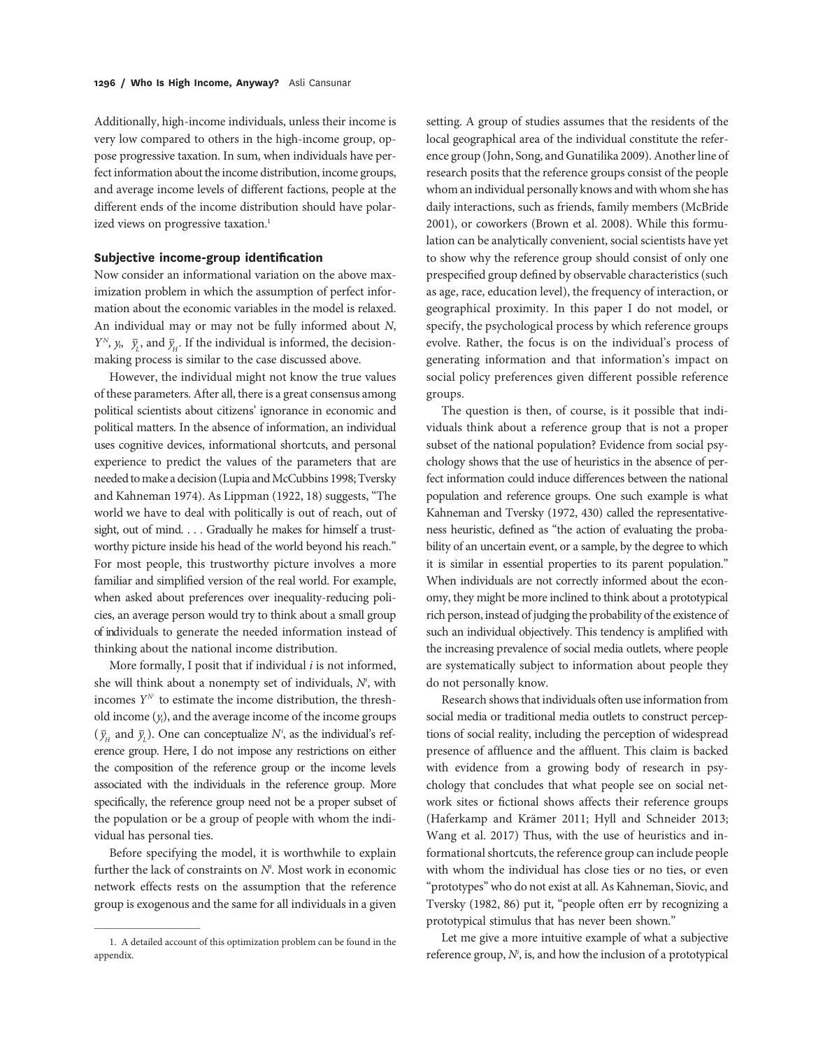Additionally, high-income individuals, unless their income is very low compared to others in the high-income group, oppose progressive taxation. In sum, when individuals have perfect information about the income distribution, income groups, and average income levels of different factions, people at the different ends of the income distribution should have polarized views on progressive taxation.[1]

### Subjective income-group identification

Now consider an informational variation on the above maximization problem in which the assumption of perfect information about the economic variables in the model is relaxed. An individual may or may not be fully informed about $N$, $Y^N$, $y_t$, $\bar{y}_L$, and $\bar{y}_H$. If the individual is informed, the decision-making process is similar to the case discussed above.

However, the individual might not know the true values of these parameters. After all, there is a great consensus among political scientists about citizens' ignorance in economic and political matters. In the absence of information, an individual uses cognitive devices, informational shortcuts, and personal experience to predict the values of the parameters that are needed to make a decision (Lupia and McCubbins 1998; Tversky and Kahneman 1974). As Lippman (1922, 18) suggests, "The world we have to deal with politically is out of reach, out of sight, out of mind. . . . Gradually he makes for himself a trustworthy picture inside his head of the world beyond his reach." For most people, this trustworthy picture involves a more familiar and simplified version of the real world. For example, when asked about preferences over inequality-reducing policies, an average person would try to think about a small group of individuals to generate the needed information instead of thinking about the national income distribution.

More formally, I posit that if individual $i$ is not informed, she will think about a nonempty set of individuals, $N^i$, with incomes $Y^{N^i}$ to estimate the income distribution, the threshold income ($y_t$), and the average income of the income groups ($\bar{y}_H$ and $\bar{y}_L$). One can conceptualize $N^i$, as the individual's reference group. Here, I do not impose any restrictions on either the composition of the reference group or the income levels associated with the individuals in the reference group. More specifically, the reference group need not be a proper subset of the population or be a group of people with whom the individual has personal ties.

Before specifying the model, it is worthwhile to explain further the lack of constraints on $N^i$. Most work in economic network effects rests on the assumption that the reference group is exogenous and the same for all individuals in a given setting. A group of studies assumes that the residents of the local geographical area of the individual constitute the reference group (John, Song, and Gunatilika 2009). Another line of research posits that the reference groups consist of the people whom an individual personally knows and with whom she has daily interactions, such as friends, family members (McBride 2001), or coworkers (Brown et al. 2008). While this formulation can be analytically convenient, social scientists have yet to show why the reference group should consist of only one prespecified group defined by observable characteristics (such as age, race, education level), the frequency of interaction, or geographical proximity. In this paper I do not model, or specify, the psychological process by which reference groups evolve. Rather, the focus is on the individual's process of generating information and that information's impact on social policy preferences given different possible reference groups.

The question is then, of course, is it possible that individuals think about a reference group that is not a proper subset of the national population? Evidence from social psychology shows that the use of heuristics in the absence of perfect information could induce differences between the national population and reference groups. One such example is what Kahneman and Tversky (1972, 430) called the representativeness heuristic, defined as "the action of evaluating the probability of an uncertain event, or a sample, by the degree to which it is similar in essential properties to its parent population." When individuals are not correctly informed about the economy, they might be more inclined to think about a prototypical rich person, instead of judging the probability of the existence of such an individual objectively. This tendency is amplified with the increasing prevalence of social media outlets, where people are systematically subject to information about people they do not personally know.

Research shows that individuals often use information from social media or traditional media outlets to construct perceptions of social reality, including the perception of widespread presence of affluence and the affluent. This claim is backed with evidence from a growing body of research in psychology that concludes that what people see on social network sites or fictional shows affects their reference groups (Haferkamp and Krämer 2011; Hyll and Schneider 2013; Wang et al. 2017) Thus, with the use of heuristics and informational shortcuts, the reference group can include people with whom the individual has close ties or no ties, or even "prototypes" who do not exist at all. As Kahneman, Siovic, and Tversky (1982, 86) put it, "people often err by recognizing a prototypical stimulus that has never been shown."

Let me give a more intuitive example of what a subjective reference group, $N^i$, is, and how the inclusion of a prototypical

1. A detailed account of this optimization problem can be found in the appendix.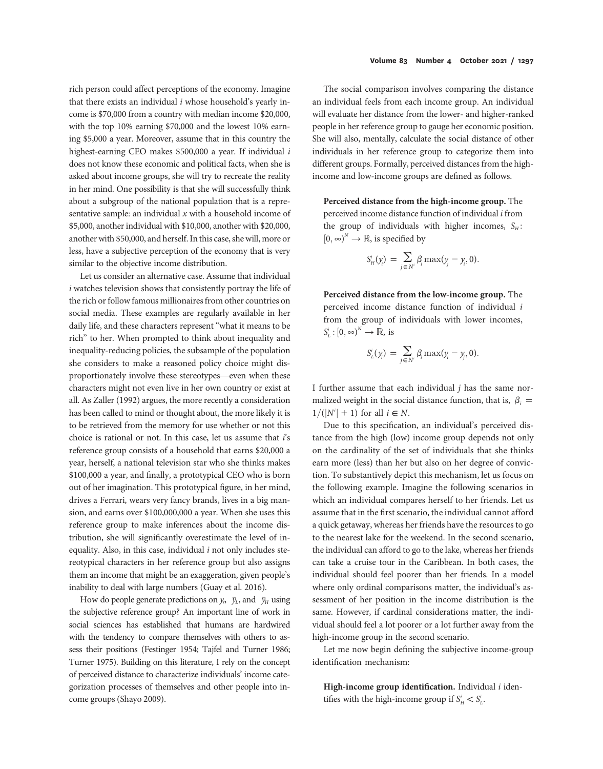rich person could affect perceptions of the economy. Imagine that there exists an individual $i$ whose household's yearly income is \$70,000 from a country with median income \$20,000, with the top 10% earning \$70,000 and the lowest 10% earning \$5,000 a year. Moreover, assume that in this country the highest-earning CEO makes \$500,000 a year. If individual $i$ does not know these economic and political facts, when she is asked about income groups, she will try to recreate the reality in her mind. One possibility is that she will successfully think about a subgroup of the national population that is a representative sample: an individual $x$ with a household income of \$5,000, another individual with \$10,000, another with \$20,000, another with \$50,000, and herself. In this case, she will, more or less, have a subjective perception of the economy that is very similar to the objective income distribution.

Let us consider an alternative case. Assume that individual $i$ watches television shows that consistently portray the life of the rich or follow famous millionaires from other countries on social media. These examples are regularly available in her daily life, and these characters represent "what it means to be rich" to her. When prompted to think about inequality and inequality-reducing policies, the subsample of the population she considers to make a reasoned policy choice might disproportionately involve these stereotypes—even when these characters might not even live in her own country or exist at all. As Zaller (1992) argues, the more recently a consideration has been called to mind or thought about, the more likely it is to be retrieved from the memory for use whether or not this choice is rational or not. In this case, let us assume that $i$'s reference group consists of a household that earns \$20,000 a year, herself, a national television star who she thinks makes \$100,000 a year, and finally, a prototypical CEO who is born out of her imagination. This prototypical figure, in her mind, drives a Ferrari, wears very fancy brands, lives in a big mansion, and earns over \$100,000,000 a year. When she uses this reference group to make inferences about the income distribution, she will significantly overestimate the level of inequality. Also, in this case, individual $i$ not only includes stereotypical characters in her reference group but also assigns them an income that might be an exaggeration, given people's inability to deal with large numbers (Guay et al. 2016).

How do people generate predictions on $y_i$, $\bar{y}_L$, and $\bar{y}_H$ using the subjective reference group? An important line of work in social sciences has established that humans are hardwired with the tendency to compare themselves with others to assess their positions (Festinger 1954; Tajfel and Turner 1986; Turner 1975). Building on this literature, I rely on the concept of perceived distance to characterize individuals' income categorization processes of themselves and other people into income groups (Shayo 2009).

The social comparison involves comparing the distance an individual feels from each income group. An individual will evaluate her distance from the lower- and higher-ranked people in her reference group to gauge her economic position. She will also, mentally, calculate the social distance of other individuals in her reference group to categorize them into different groups. Formally, perceived distances from the high-income and low-income groups are defined as follows.

**Perceived distance from the high-income group.** The perceived income distance function of individual $i$ from the group of individuals with higher incomes, $S_H$: $[0, \infty)^N \rightarrow \mathbb{R}$, is specified by

$$S_H^i(y_i) = \sum_{j \in N^i} \beta_i \max(y_j - y_i, 0).$$

**Perceived distance from the low-income group.** The perceived income distance function of individual $i$ from the group of individuals with lower incomes, $S_L^i : [0, \infty)^N \rightarrow \mathbb{R}$, is

$$S_L^i(y_i) = \sum_{j \in N^i} \beta_i \max(y_i - y_j, 0).$$

I further assume that each individual $j$ has the same normalized weight in the social distance function, that is, $\beta_i = 1/(|N^i| + 1)$ for all $i \in N$.

Due to this specification, an individual's perceived distance from the high (low) income group depends not only on the cardinality of the set of individuals that she thinks earn more (less) than her but also on her degree of conviction. To substantively depict this mechanism, let us focus on the following example. Imagine the following scenarios in which an individual compares herself to her friends. Let us assume that in the first scenario, the individual cannot afford a quick getaway, whereas her friends have the resources to go to the nearest lake for the weekend. In the second scenario, the individual can afford to go to the lake, whereas her friends can take a cruise tour in the Caribbean. In both cases, the individual should feel poorer than her friends. In a model where only ordinal comparisons matter, the individual's assessment of her position in the income distribution is the same. However, if cardinal considerations matter, the individual should feel a lot poorer or a lot further away from the high-income group in the second scenario.

Let me now begin defining the subjective income-group identification mechanism:

**High-income group identification.** Individual $i$ identifies with the high-income group if $S_H^i < S_L^i$.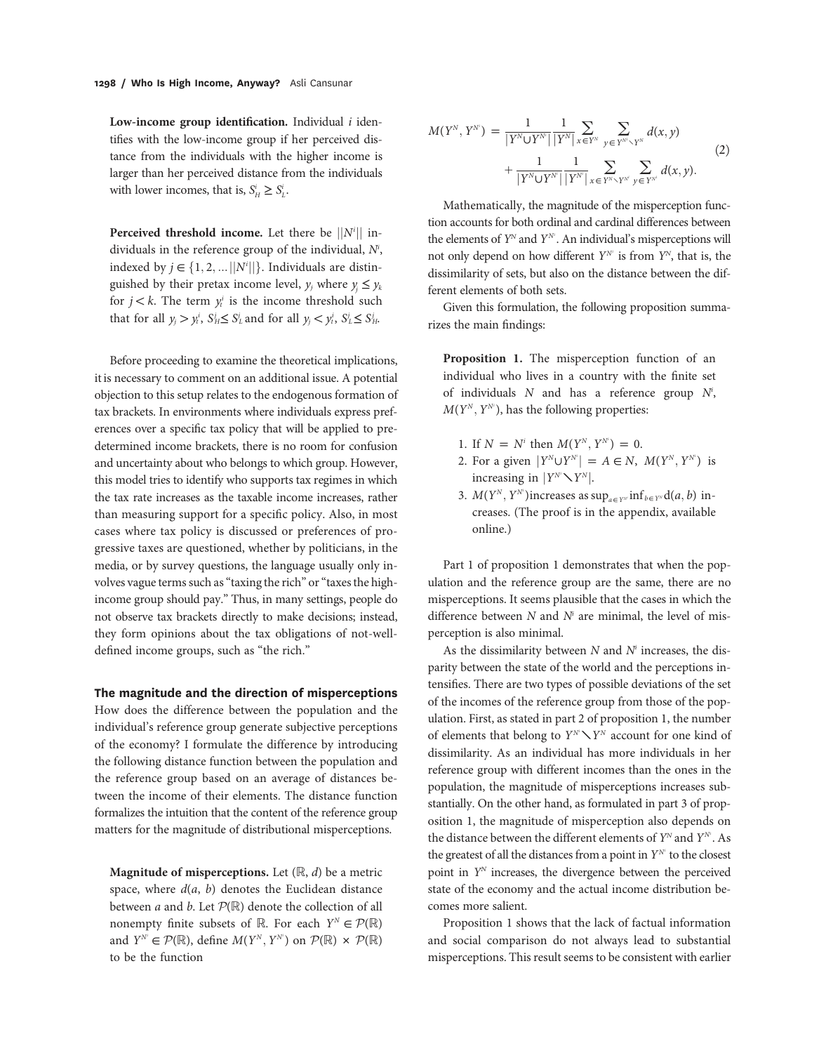**Low-income group identification.** Individual $i$ identifies with the low-income group if her perceived distance from the individuals with the higher income is larger than her perceived distance from the individuals with lower incomes, that is, $S_H^i \geq S_L^i$.

**Perceived threshold income.** Let there be $||N^i||$ individuals in the reference group of the individual, $N^i$, indexed by $j \in \{1, 2, \ldots ||N^i||\}$. Individuals are distinguished by their pretax income level, $y_j$ where $y_j \leq y_k$ for $j < k$. The term $y_t^i$ is the income threshold such that for all $y_j > y_t^i$, $S_H^i \leq S_L^i$ and for all $y_j < y_t^i$, $S_L^i \leq S_H^i$.

Before proceeding to examine the theoretical implications, it is necessary to comment on an additional issue. A potential objection to this setup relates to the endogenous formation of tax brackets. In environments where individuals express preferences over a specific tax policy that will be applied to predetermined income brackets, there is no room for confusion and uncertainty about who belongs to which group. However, this model tries to identify who supports tax regimes in which the tax rate increases as the taxable income increases, rather than measuring support for a specific policy. Also, in most cases where tax policy is discussed or preferences of progressive taxes are questioned, whether by politicians, in the media, or by survey questions, the language usually only involves vague terms such as "taxing the rich" or "taxes the high-income group should pay." Thus, in many settings, people do not observe tax brackets directly to make decisions; instead, they form opinions about the tax obligations of not-well-defined income groups, such as "the rich."

## The magnitude and the direction of misperceptions

How does the difference between the population and the individual's reference group generate subjective perceptions of the economy? I formulate the difference by introducing the following distance function between the population and the reference group based on an average of distances between the income of their elements. The distance function formalizes the intuition that the content of the reference group matters for the magnitude of distributional misperceptions.

**Magnitude of misperceptions.** Let $(\mathbb{R}, d)$ be a metric space, where $d(a, b)$ denotes the Euclidean distance between $a$ and $b$. Let $\mathcal{P}(\mathbb{R})$ denote the collection of all nonempty finite subsets of $\mathbb{R}$. For each $Y^N \in \mathcal{P}(\mathbb{R})$ and $Y^{N^i} \in \mathcal{P}(\mathbb{R})$, define $M(Y^N, Y^{N^i})$ on $\mathcal{P}(\mathbb{R}) \times \mathcal{P}(\mathbb{R})$ to be the function

$$M(Y^N, Y^{N^i}) = \frac{1}{|Y^N \cup Y^{N^i}|} \frac{1}{|Y^N|} \sum_{x \in Y^N} \sum_{y \in Y^{N^i} \setminus Y^N} d(x, y) + \frac{1}{|Y^N \cup Y^{N^i}|} \frac{1}{|Y^{N^i}|} \sum_{x \in Y^N \setminus Y^{N^i}} \sum_{y \in Y^{N^i}} d(x, y). \tag{2}$$

Mathematically, the magnitude of the misperception function accounts for both ordinal and cardinal differences between the elements of $Y^N$ and $Y^{N^i}$. An individual's misperceptions will not only depend on how different $Y^{N^i}$ is from $Y^N$, that is, the dissimilarity of sets, but also on the distance between the different elements of both sets.

Given this formulation, the following proposition summarizes the main findings:

**Proposition 1.** The misperception function of an individual who lives in a country with the finite set of individuals $N$ and has a reference group $N^i$, $M(Y^N, Y^{N^i})$, has the following properties:

1. If $N = N^i$ then $M(Y^N, Y^{N^i}) = 0$.
2. For a given $|Y^N \cup Y^{N^i}| = A \in N$, $M(Y^N, Y^{N^i})$ is increasing in $|Y^{N^i} \setminus Y^N|$.
3. $M(Y^N, Y^{N^i})$ increases as $\sup_{a \in Y^{N^i}} \inf_{b \in Y^N} d(a, b)$ increases. (The proof is in the appendix, available online.)

Part 1 of proposition 1 demonstrates that when the population and the reference group are the same, there are no misperceptions. It seems plausible that the cases in which the difference between $N$ and $N^i$ are minimal, the level of misperception is also minimal.

As the dissimilarity between $N$ and $N^i$ increases, the disparity between the state of the world and the perceptions intensifies. There are two types of possible deviations of the set of the incomes of the reference group from those of the population. First, as stated in part 2 of proposition 1, the number of elements that belong to $Y^{N^i} \setminus Y^N$ account for one kind of dissimilarity. As an individual has more individuals in her reference group with different incomes than the ones in the population, the magnitude of misperceptions increases substantially. On the other hand, as formulated in part 3 of proposition 1, the magnitude of misperception also depends on the distance between the different elements of $Y^N$ and $Y^{N^i}$. As the greatest of all the distances from a point in $Y^{N^i}$ to the closest point in $Y^N$ increases, the divergence between the perceived state of the economy and the actual income distribution becomes more salient.

Proposition 1 shows that the lack of factual information and social comparison do not always lead to substantial misperceptions. This result seems to be consistent with earlier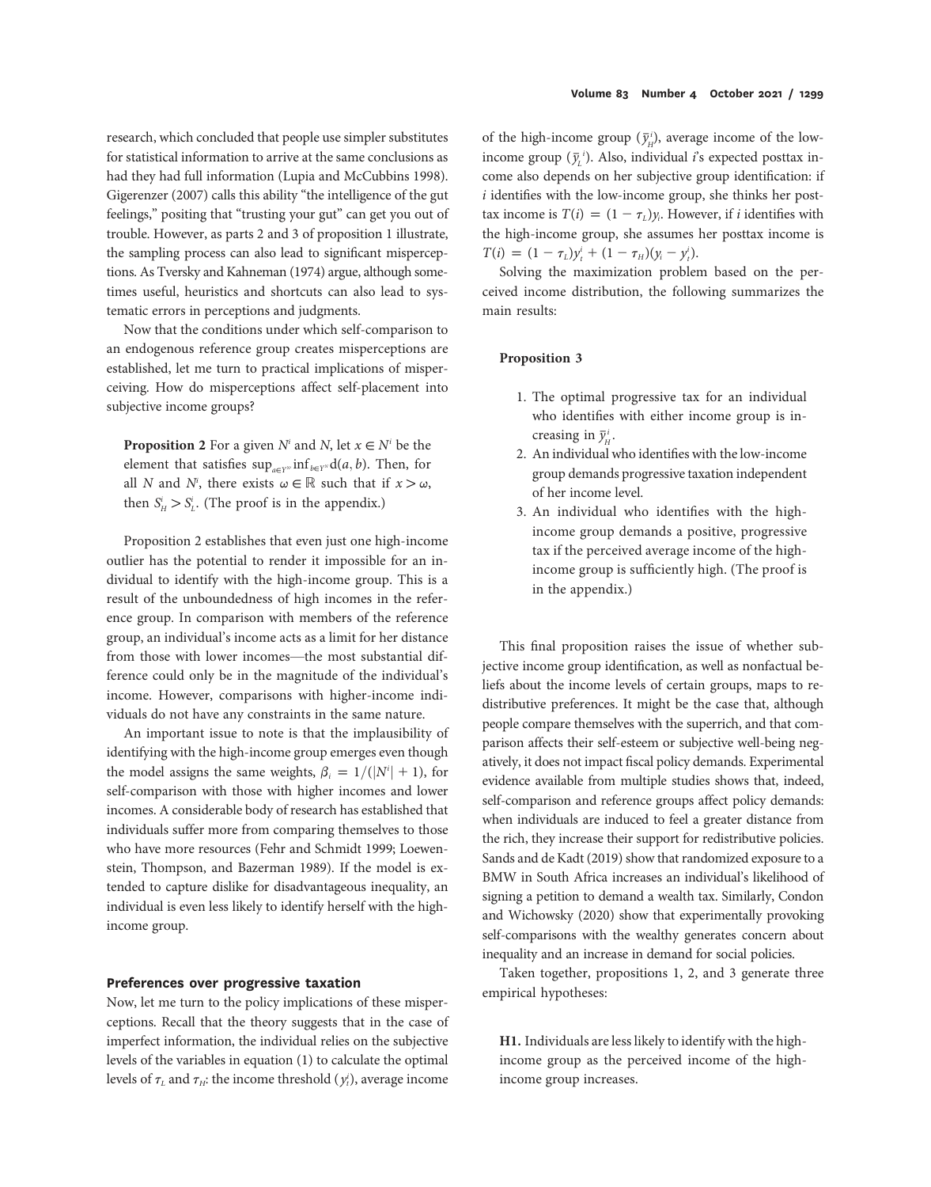research, which concluded that people use simpler substitutes for statistical information to arrive at the same conclusions as had they had full information (Lupia and McCubbins 1998). Gigerenzer (2007) calls this ability "the intelligence of the gut feelings," positing that "trusting your gut" can get you out of trouble. However, as parts 2 and 3 of proposition 1 illustrate, the sampling process can also lead to significant misperceptions. As Tversky and Kahneman (1974) argue, although sometimes useful, heuristics and shortcuts can also lead to systematic errors in perceptions and judgments.

Now that the conditions under which self-comparison to an endogenous reference group creates misperceptions are established, let me turn to practical implications of misperceiving. How do misperceptions affect self-placement into subjective income groups?

**Proposition 2** For a given $N^i$ and $N$, let $x \in N^i$ be the element that satisfies $\sup_{a \in Y^{N^i}} \inf_{b \in Y^{N}} d(a, b)$. Then, for all $N$ and $N^i$, there exists $\omega \in \mathbb{R}$ such that if $x > \omega$, then $S_H^i > S_L^i$. (The proof is in the appendix.)

Proposition 2 establishes that even just one high-income outlier has the potential to render it impossible for an individual to identify with the high-income group. This is a result of the unboundedness of high incomes in the reference group. In comparison with members of the reference group, an individual's income acts as a limit for her distance from those with lower incomes—the most substantial difference could only be in the magnitude of the individual's income. However, comparisons with higher-income individuals do not have any constraints in the same nature.

An important issue to note is that the implausibility of identifying with the high-income group emerges even though the model assigns the same weights, $\beta_i = 1/(|N^i| + 1)$, for self-comparison with those with higher incomes and lower incomes. A considerable body of research has established that individuals suffer more from comparing themselves to those who have more resources (Fehr and Schmidt 1999; Loewenstein, Thompson, and Bazerman 1989). If the model is extended to capture dislike for disadvantageous inequality, an individual is even less likely to identify herself with the high-income group.

### Preferences over progressive taxation

Now, let me turn to the policy implications of these misperceptions. Recall that the theory suggests that in the case of imperfect information, the individual relies on the subjective levels of the variables in equation (1) to calculate the optimal levels of $\tau_L$ and $\tau_H$: the income threshold ($y_t^i$), average income of the high-income group ($\bar{y}_H^i$), average income of the low-income group ($\bar{y}_L^i$). Also, individual $i$'s expected posttax income also depends on her subjective group identification: if $i$ identifies with the low-income group, she thinks her posttax income is $T(i) = (1 - \tau_L)y_i$. However, if $i$ identifies with the high-income group, she assumes her posttax income is $T(i) = (1 - \tau_L)y_t^i + (1 - \tau_H)(y_i - y_t^i)$.

Solving the maximization problem based on the perceived income distribution, the following summarizes the main results:

**Proposition 3**

1. The optimal progressive tax for an individual who identifies with either income group is increasing in $\bar{y}_H^i$.
2. An individual who identifies with the low-income group demands progressive taxation independent of her income level.
3. An individual who identifies with the high-income group demands a positive, progressive tax if the perceived average income of the high-income group is sufficiently high. (The proof is in the appendix.)

This final proposition raises the issue of whether subjective income group identification, as well as nonfactual beliefs about the income levels of certain groups, maps to redistributive preferences. It might be the case that, although people compare themselves with the superrich, and that comparison affects their self-esteem or subjective well-being negatively, it does not impact fiscal policy demands. Experimental evidence available from multiple studies shows that, indeed, self-comparison and reference groups affect policy demands: when individuals are induced to feel a greater distance from the rich, they increase their support for redistributive policies. Sands and de Kadt (2019) show that randomized exposure to a BMW in South Africa increases an individual's likelihood of signing a petition to demand a wealth tax. Similarly, Condon and Wichowsky (2020) show that experimentally provoking self-comparisons with the wealthy generates concern about inequality and an increase in demand for social policies.

Taken together, propositions 1, 2, and 3 generate three empirical hypotheses:

**H1.** Individuals are less likely to identify with the high-income group as the perceived income of the high-income group increases.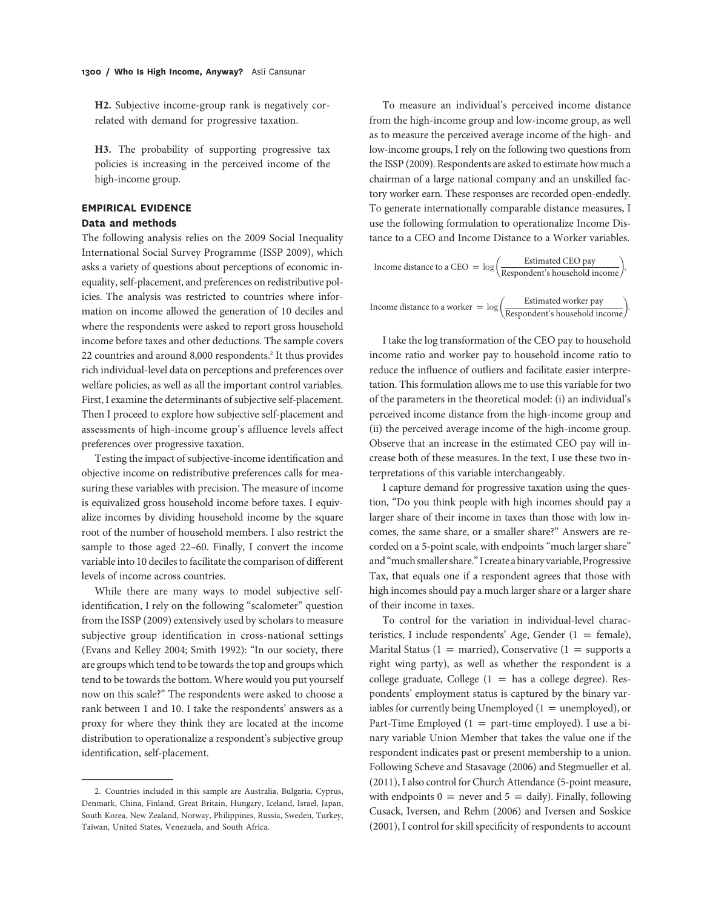**H2.** Subjective income-group rank is negatively correlated with demand for progressive taxation.

**H3.** The probability of supporting progressive tax policies is increasing in the perceived income of the high-income group.

## EMPIRICAL EVIDENCE

### Data and methods

The following analysis relies on the 2009 Social Inequality International Social Survey Programme (ISSP 2009), which asks a variety of questions about perceptions of economic inequality, self-placement, and preferences on redistributive policies. The analysis was restricted to countries where information on income allowed the generation of 10 deciles and where the respondents were asked to report gross household income before taxes and other deductions. The sample covers 22 countries and around 8,000 respondents.[2] It thus provides rich individual-level data on perceptions and preferences over welfare policies, as well as all the important control variables. First, I examine the determinants of subjective self-placement. Then I proceed to explore how subjective self-placement and assessments of high-income group's affluence levels affect preferences over progressive taxation.

Testing the impact of subjective-income identification and objective income on redistributive preferences calls for measuring these variables with precision. The measure of income is equivalized gross household income before taxes. I equivalize incomes by dividing household income by the square root of the number of household members. I also restrict the sample to those aged 22–60. Finally, I convert the income variable into 10 deciles to facilitate the comparison of different levels of income across countries.

While there are many ways to model subjective self-identification, I rely on the following "scalometer" question from the ISSP (2009) extensively used by scholars to measure subjective group identification in cross-national settings (Evans and Kelley 2004; Smith 1992): "In our society, there are groups which tend to be towards the top and groups which tend to be towards the bottom. Where would you put yourself now on this scale?" The respondents were asked to choose a rank between 1 and 10. I take the respondents' answers as a proxy for where they think they are located at the income distribution to operationalize a respondent's subjective group identification, self-placement.

To measure an individual's perceived income distance from the high-income group and low-income group, as well as to measure the perceived average income of the high- and low-income groups, I rely on the following two questions from the ISSP (2009). Respondents are asked to estimate how much a chairman of a large national company and an unskilled factory worker earn. These responses are recorded open-endedly. To generate internationally comparable distance measures, I use the following formulation to operationalize Income Distance to a CEO and Income Distance to a Worker variables.

$$\text{Income distance to a CEO} = \log\left(\frac{\text{Estimated CEO pay}}{\text{Respondent's household income}}\right),$$

$$\text{Income distance to a worker} = \log\left(\frac{\text{Estimated worker pay}}{\text{Respondent's household income}}\right).$$

I take the log transformation of the CEO pay to household income ratio and worker pay to household income ratio to reduce the influence of outliers and facilitate easier interpretation. This formulation allows me to use this variable for two of the parameters in the theoretical model: (i) an individual's perceived income distance from the high-income group and (ii) the perceived average income of the high-income group. Observe that an increase in the estimated CEO pay will increase both of these measures. In the text, I use these two interpretations of this variable interchangeably.

I capture demand for progressive taxation using the question, "Do you think people with high incomes should pay a larger share of their income in taxes than those with low incomes, the same share, or a smaller share?" Answers are recorded on a 5-point scale, with endpoints "much larger share" and "much smaller share." I create a binary variable, Progressive Tax, that equals one if a respondent agrees that those with high incomes should pay a much larger share or a larger share of their income in taxes.

To control for the variation in individual-level characteristics, I include respondents' Age, Gender (1 = female), Marital Status (1 = married), Conservative (1 = supports a right wing party), as well as whether the respondent is a college graduate, College (1 = has a college degree). Respondents' employment status is captured by the binary variables for currently being Unemployed (1 = unemployed), or Part-Time Employed (1 = part-time employed). I use a binary variable Union Member that takes the value one if the respondent indicates past or present membership to a union. Following Scheve and Stasavage (2006) and Stegmueller et al. (2011), I also control for Church Attendance (5-point measure, with endpoints 0 = never and 5 = daily). Finally, following Cusack, Iversen, and Rehm (2006) and Iversen and Soskice (2001), I control for skill specificity of respondents to account

---

2. Countries included in this sample are Australia, Bulgaria, Cyprus, Denmark, China, Finland, Great Britain, Hungary, Iceland, Israel, Japan, South Korea, New Zealand, Norway, Philippines, Russia, Sweden, Turkey, Taiwan, United States, Venezuela, and South Africa.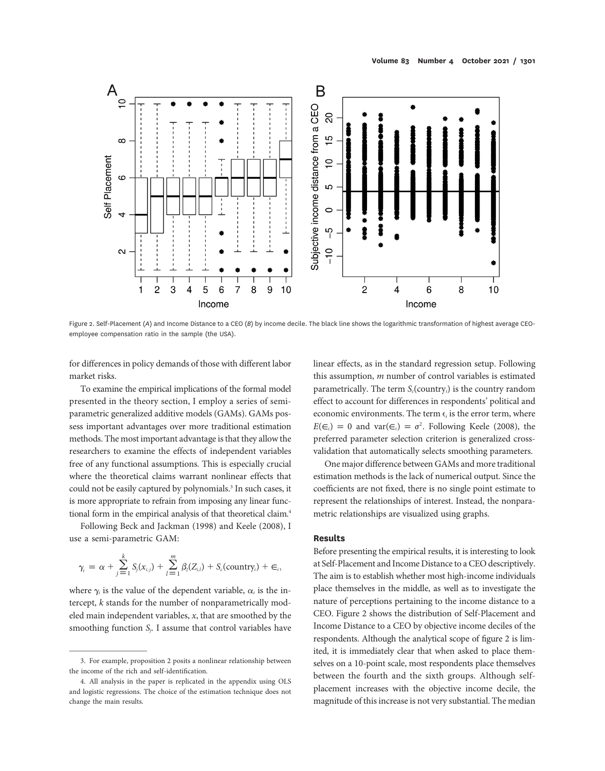Figure 2. Self-Placement (*A*) and Income Distance to a CEO (*B*) by income decile. The black line shows the logarithmic transformation of highest average CEO-employee compensation ratio in the sample (the USA).

for differences in policy demands of those with different labor market risks.

To examine the empirical implications of the formal model presented in the theory section, I employ a series of semi-parametric generalized additive models (GAMs). GAMs possess important advantages over more traditional estimation methods. The most important advantage is that they allow the researchers to examine the effects of independent variables free of any functional assumptions. This is especially crucial where the theoretical claims warrant nonlinear effects that could not be easily captured by polynomials.[3] In such cases, it is more appropriate to refrain from imposing any linear functional form in the empirical analysis of that theoretical claim.[4]

Following Beck and Jackman (1998) and Keele (2008), I use a semi-parametric GAM:

$$\gamma_i = \alpha + \sum_{j=1}^{k} S_j(x_{i,j}) + \sum_{l=1}^{m} \beta_l(Z_{i,l}) + S_c(\text{country}_i) + \in_i,$$

where $\gamma_i$ is the value of the dependent variable, $\alpha_i$ is the intercept, $k$ stands for the number of nonparametrically modeled main independent variables, $x$, that are smoothed by the smoothing function $S_j$. I assume that control variables have linear effects, as in the standard regression setup. Following this assumption, $m$ number of control variables is estimated parametrically. The term $S_c(\text{country}_i)$ is the country random effect to account for differences in respondents' political and economic environments. The term $\epsilon_i$ is the error term, where $E(\in_i) = 0$ and $\text{var}(\in_i) = \sigma^2$. Following Keele (2008), the preferred parameter selection criterion is generalized cross-validation that automatically selects smoothing parameters.

One major difference between GAMs and more traditional estimation methods is the lack of numerical output. Since the coefficients are not fixed, there is no single point estimate to represent the relationships of interest. Instead, the nonparametric relationships are visualized using graphs.

## Results

Before presenting the empirical results, it is interesting to look at Self-Placement and Income Distance to a CEO descriptively. The aim is to establish whether most high-income individuals place themselves in the middle, as well as to investigate the nature of perceptions pertaining to the income distance to a CEO. Figure 2 shows the distribution of Self-Placement and Income Distance to a CEO by objective income deciles of the respondents. Although the analytical scope of figure 2 is limited, it is immediately clear that when asked to place themselves on a 10-point scale, most respondents place themselves between the fourth and the sixth groups. Although self-placement increases with the objective income decile, the magnitude of this increase is not very substantial. The median

3. For example, proposition 2 posits a nonlinear relationship between the income of the rich and self-identification.

4. All analysis in the paper is replicated in the appendix using OLS and logistic regressions. The choice of the estimation technique does not change the main results.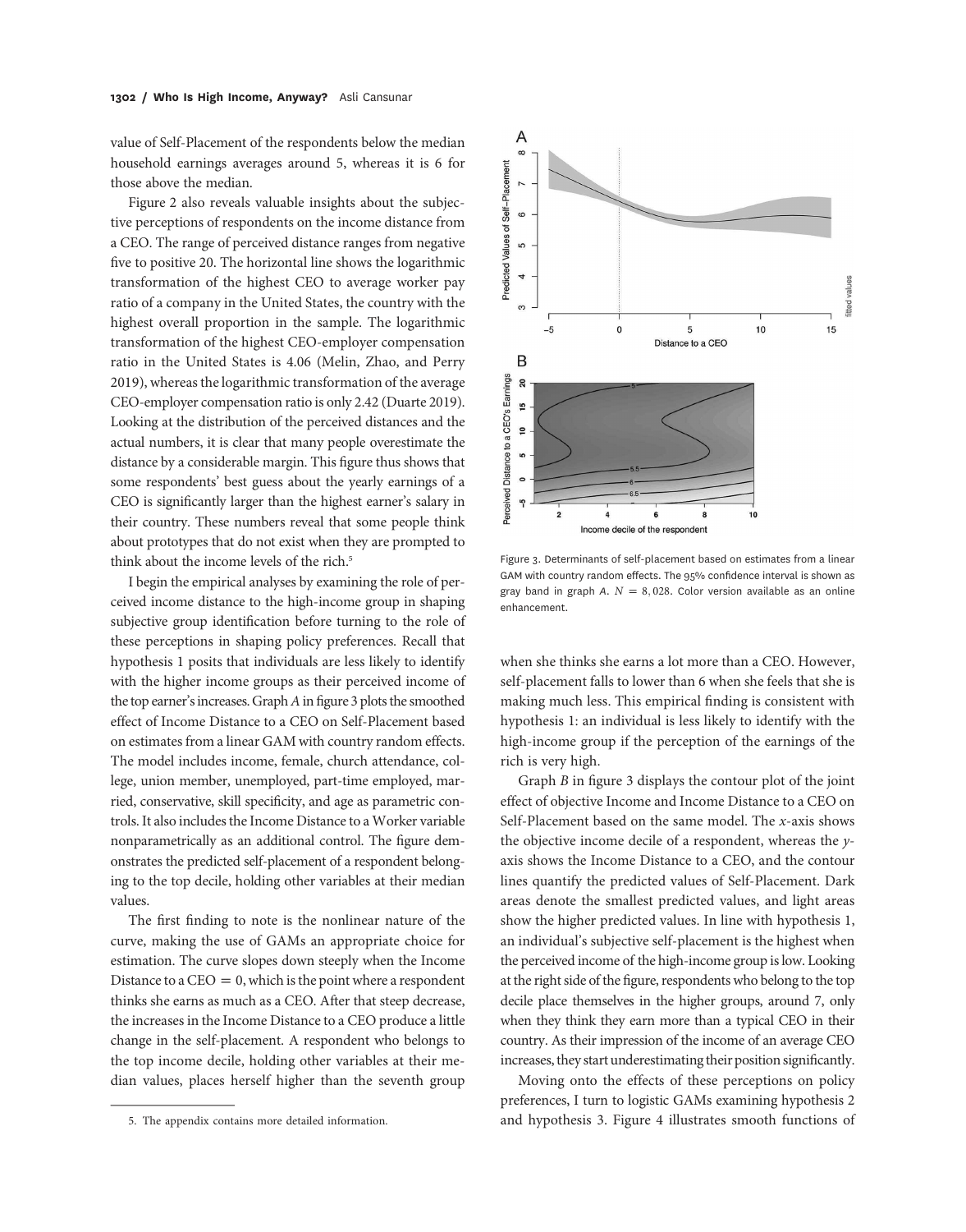value of Self-Placement of the respondents below the median household earnings averages around 5, whereas it is 6 for those above the median.

Figure 2 also reveals valuable insights about the subjective perceptions of respondents on the income distance from a CEO. The range of perceived distance ranges from negative five to positive 20. The horizontal line shows the logarithmic transformation of the highest CEO to average worker pay ratio of a company in the United States, the country with the highest overall proportion in the sample. The logarithmic transformation of the highest CEO-employer compensation ratio in the United States is 4.06 (Melin, Zhao, and Perry 2019), whereas the logarithmic transformation of the average CEO-employer compensation ratio is only 2.42 (Duarte 2019). Looking at the distribution of the perceived distances and the actual numbers, it is clear that many people overestimate the distance by a considerable margin. This figure thus shows that some respondents' best guess about the yearly earnings of a CEO is significantly larger than the highest earner's salary in their country. These numbers reveal that some people think about prototypes that do not exist when they are prompted to think about the income levels of the rich.[5]

I begin the empirical analyses by examining the role of perceived income distance to the high-income group in shaping subjective group identification before turning to the role of these perceptions in shaping policy preferences. Recall that hypothesis 1 posits that individuals are less likely to identify with the higher income groups as their perceived income of the top earner's increases. Graph *A* in figure 3 plots the smoothed effect of Income Distance to a CEO on Self-Placement based on estimates from a linear GAM with country random effects. The model includes income, female, church attendance, college, union member, unemployed, part-time employed, married, conservative, skill specificity, and age as parametric controls. It also includes the Income Distance to a Worker variable nonparametrically as an additional control. The figure demonstrates the predicted self-placement of a respondent belonging to the top decile, holding other variables at their median values.

The first finding to note is the nonlinear nature of the curve, making the use of GAMs an appropriate choice for estimation. The curve slopes down steeply when the Income Distance to a CEO = 0, which is the point where a respondent thinks she earns as much as a CEO. After that steep decrease, the increases in the Income Distance to a CEO produce a little change in the self-placement. A respondent who belongs to the top income decile, holding other variables at their median values, places herself higher than the seventh group when she thinks she earns a lot more than a CEO. However, self-placement falls to lower than 6 when she feels that she is making much less. This empirical finding is consistent with hypothesis 1: an individual is less likely to identify with the high-income group if the perception of the earnings of the rich is very high.

Figure 3. Determinants of self-placement based on estimates from a linear GAM with country random effects. The 95% confidence interval is shown as gray band in graph *A*. $N = 8,028$. Color version available as an online enhancement.

Graph *B* in figure 3 displays the contour plot of the joint effect of objective Income and Income Distance to a CEO on Self-Placement based on the same model. The *x*-axis shows the objective income decile of a respondent, whereas the *y*-axis shows the Income Distance to a CEO, and the contour lines quantify the predicted values of Self-Placement. Dark areas denote the smallest predicted values, and light areas show the higher predicted values. In line with hypothesis 1, an individual's subjective self-placement is the highest when the perceived income of the high-income group is low. Looking at the right side of the figure, respondents who belong to the top decile place themselves in the higher groups, around 7, only when they think they earn more than a typical CEO in their country. As their impression of the income of an average CEO increases, they start underestimating their position significantly.

Moving onto the effects of these perceptions on policy preferences, I turn to logistic GAMs examining hypothesis 2 and hypothesis 3. Figure 4 illustrates smooth functions of

5. The appendix contains more detailed information.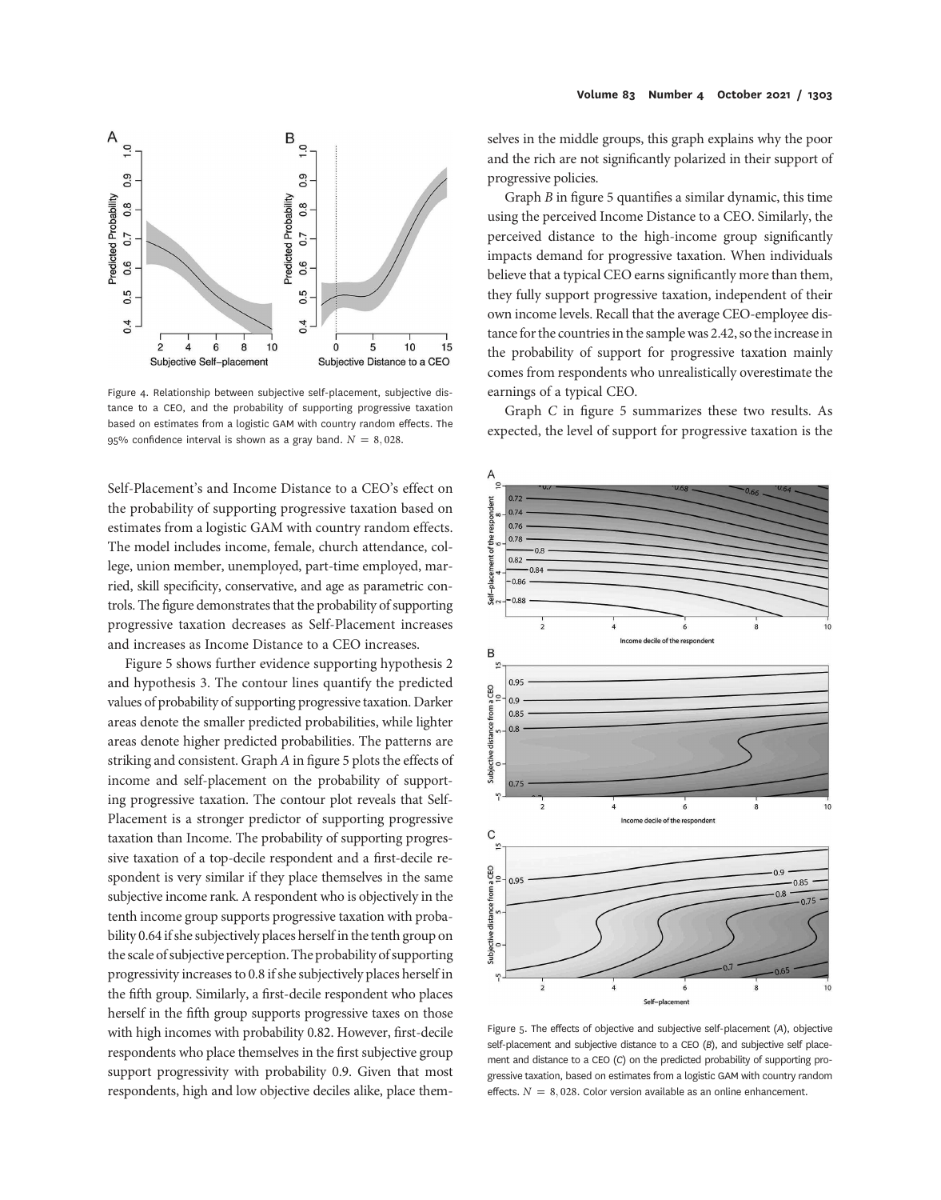Figure 4. Relationship between subjective self-placement, subjective distance to a CEO, and the probability of supporting progressive taxation based on estimates from a logistic GAM with country random effects. The 95% confidence interval is shown as a gray band. $N = 8,028$.

Self-Placement's and Income Distance to a CEO's effect on the probability of supporting progressive taxation based on estimates from a logistic GAM with country random effects. The model includes income, female, church attendance, college, union member, unemployed, part-time employed, married, skill specificity, conservative, and age as parametric controls. The figure demonstrates that the probability of supporting progressive taxation decreases as Self-Placement increases and increases as Income Distance to a CEO increases.

Figure 5 shows further evidence supporting hypothesis 2 and hypothesis 3. The contour lines quantify the predicted values of probability of supporting progressive taxation. Darker areas denote the smaller predicted probabilities, while lighter areas denote higher predicted probabilities. The patterns are striking and consistent. Graph *A* in figure 5 plots the effects of income and self-placement on the probability of supporting progressive taxation. The contour plot reveals that Self-Placement is a stronger predictor of supporting progressive taxation than Income. The probability of supporting progressive taxation of a top-decile respondent and a first-decile respondent is very similar if they place themselves in the same subjective income rank. A respondent who is objectively in the tenth income group supports progressive taxation with probability 0.64 if she subjectively places herself in the tenth group on the scale of subjective perception. The probability of supporting progressivity increases to 0.8 if she subjectively places herself in the fifth group. Similarly, a first-decile respondent who places herself in the fifth group supports progressive taxes on those with high incomes with probability 0.82. However, first-decile respondents who place themselves in the first subjective group support progressivity with probability 0.9. Given that most respondents, high and low objective deciles alike, place themselves in the middle groups, this graph explains why the poor and the rich are not significantly polarized in their support of progressive policies.

Graph *B* in figure 5 quantifies a similar dynamic, this time using the perceived Income Distance to a CEO. Similarly, the perceived distance to the high-income group significantly impacts demand for progressive taxation. When individuals believe that a typical CEO earns significantly more than them, they fully support progressive taxation, independent of their own income levels. Recall that the average CEO-employee distance for the countries in the sample was 2.42, so the increase in the probability of support for progressive taxation mainly comes from respondents who unrealistically overestimate the earnings of a typical CEO.

Graph *C* in figure 5 summarizes these two results. As expected, the level of support for progressive taxation is the

Figure 5. The effects of objective and subjective self-placement (*A*), objective self-placement and subjective distance to a CEO (*B*), and subjective self placement and distance to a CEO (*C*) on the predicted probability of supporting progressive taxation, based on estimates from a logistic GAM with country random effects. $N = 8,028$. Color version available as an online enhancement.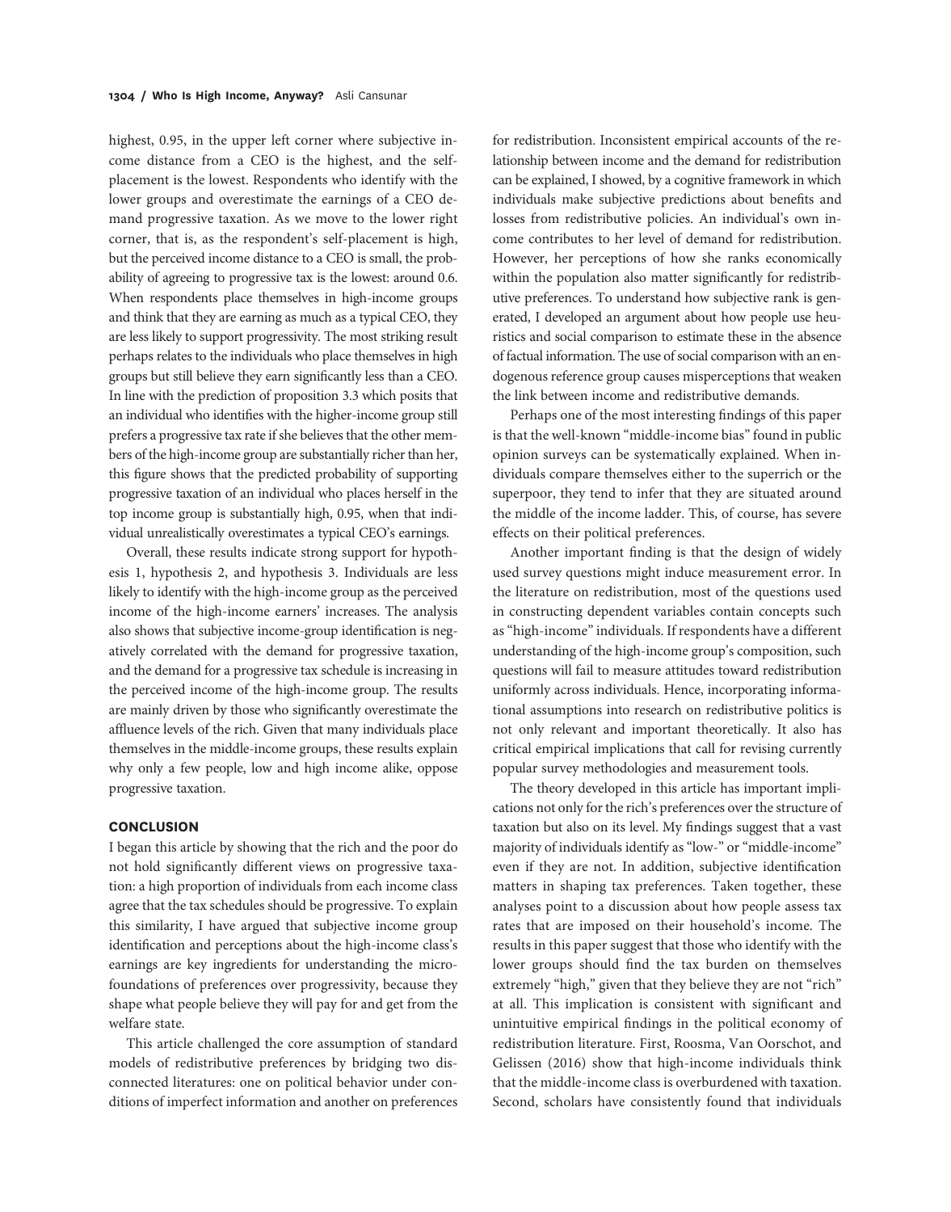highest, 0.95, in the upper left corner where subjective income distance from a CEO is the highest, and the self-placement is the lowest. Respondents who identify with the lower groups and overestimate the earnings of a CEO demand progressive taxation. As we move to the lower right corner, that is, as the respondent's self-placement is high, but the perceived income distance to a CEO is small, the probability of agreeing to progressive tax is the lowest: around 0.6. When respondents place themselves in high-income groups and think that they are earning as much as a typical CEO, they are less likely to support progressivity. The most striking result perhaps relates to the individuals who place themselves in high groups but still believe they earn significantly less than a CEO. In line with the prediction of proposition 3.3 which posits that an individual who identifies with the higher-income group still prefers a progressive tax rate if she believes that the other members of the high-income group are substantially richer than her, this figure shows that the predicted probability of supporting progressive taxation of an individual who places herself in the top income group is substantially high, 0.95, when that individual unrealistically overestimates a typical CEO's earnings.

Overall, these results indicate strong support for hypothesis 1, hypothesis 2, and hypothesis 3. Individuals are less likely to identify with the high-income group as the perceived income of the high-income earners' increases. The analysis also shows that subjective income-group identification is negatively correlated with the demand for progressive taxation, and the demand for a progressive tax schedule is increasing in the perceived income of the high-income group. The results are mainly driven by those who significantly overestimate the affluence levels of the rich. Given that many individuals place themselves in the middle-income groups, these results explain why only a few people, low and high income alike, oppose progressive taxation.

## CONCLUSION

I began this article by showing that the rich and the poor do not hold significantly different views on progressive taxation: a high proportion of individuals from each income class agree that the tax schedules should be progressive. To explain this similarity, I have argued that subjective income group identification and perceptions about the high-income class's earnings are key ingredients for understanding the microfoundations of preferences over progressivity, because they shape what people believe they will pay for and get from the welfare state.

This article challenged the core assumption of standard models of redistributive preferences by bridging two disconnected literatures: one on political behavior under conditions of imperfect information and another on preferences for redistribution. Inconsistent empirical accounts of the relationship between income and the demand for redistribution can be explained, I showed, by a cognitive framework in which individuals make subjective predictions about benefits and losses from redistributive policies. An individual's own income contributes to her level of demand for redistribution. However, her perceptions of how she ranks economically within the population also matter significantly for redistributive preferences. To understand how subjective rank is generated, I developed an argument about how people use heuristics and social comparison to estimate these in the absence of factual information. The use of social comparison with an endogenous reference group causes misperceptions that weaken the link between income and redistributive demands.

Perhaps one of the most interesting findings of this paper is that the well-known "middle-income bias" found in public opinion surveys can be systematically explained. When individuals compare themselves either to the superrich or the superpoor, they tend to infer that they are situated around the middle of the income ladder. This, of course, has severe effects on their political preferences.

Another important finding is that the design of widely used survey questions might induce measurement error. In the literature on redistribution, most of the questions used in constructing dependent variables contain concepts such as "high-income" individuals. If respondents have a different understanding of the high-income group's composition, such questions will fail to measure attitudes toward redistribution uniformly across individuals. Hence, incorporating informational assumptions into research on redistributive politics is not only relevant and important theoretically. It also has critical empirical implications that call for revising currently popular survey methodologies and measurement tools.

The theory developed in this article has important implications not only for the rich's preferences over the structure of taxation but also on its level. My findings suggest that a vast majority of individuals identify as "low-" or "middle-income" even if they are not. In addition, subjective identification matters in shaping tax preferences. Taken together, these analyses point to a discussion about how people assess tax rates that are imposed on their household's income. The results in this paper suggest that those who identify with the lower groups should find the tax burden on themselves extremely "high," given that they believe they are not "rich" at all. This implication is consistent with significant and unintuitive empirical findings in the political economy of redistribution literature. First, Roosma, Van Oorschot, and Gelissen (2016) show that high-income individuals think that the middle-income class is overburdened with taxation. Second, scholars have consistently found that individuals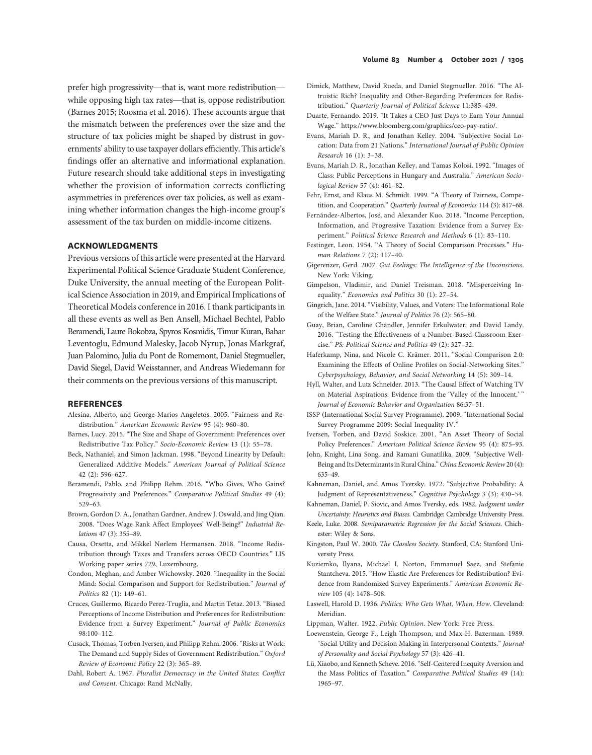prefer high progressivity—that is, want more redistribution—while opposing high tax rates—that is, oppose redistribution (Barnes 2015; Roosma et al. 2016). These accounts argue that the mismatch between the preferences over the size and the structure of tax policies might be shaped by distrust in governments' ability to use taxpayer dollars efficiently. This article's findings offer an alternative and informational explanation. Future research should take additional steps in investigating whether the provision of information corrects conflicting asymmetries in preferences over tax policies, as well as examining whether information changes the high-income group's assessment of the tax burden on middle-income citizens.

## ACKNOWLEDGMENTS

Previous versions of this article were presented at the Harvard Experimental Political Science Graduate Student Conference, Duke University, the annual meeting of the European Political Science Association in 2019, and Empirical Implications of Theoretical Models conference in 2016. I thank participants in all these events as well as Ben Ansell, Michael Bechtel, Pablo Beramendi, Laure Bokobza, Spyros Kosmidis, Timur Kuran, Bahar Leventoglu, Edmund Malesky, Jacob Nyrup, Jonas Markgraf, Juan Palomino, Julia du Pont de Romemont, Daniel Stegmueller, David Siegel, David Weisstanner, and Andreas Wiedemann for their comments on the previous versions of this manuscript.

## REFERENCES

Alesina, Alberto, and George-Marios Angeletos. 2005. "Fairness and Redistribution." *American Economic Review* 95 (4): 960–80.

Barnes, Lucy. 2015. "The Size and Shape of Government: Preferences over Redistributive Tax Policy." *Socio-Economic Review* 13 (1): 55–78.

Beck, Nathaniel, and Simon Jackman. 1998. "Beyond Linearity by Default: Generalized Additive Models." *American Journal of Political Science* 42 (2): 596–627.

Beramendi, Pablo, and Philipp Rehm. 2016. "Who Gives, Who Gains? Progressivity and Preferences." *Comparative Political Studies* 49 (4): 529–63.

Brown, Gordon D. A., Jonathan Gardner, Andrew J. Oswald, and Jing Qian. 2008. "Does Wage Rank Affect Employees' Well-Being?" *Industrial Relations* 47 (3): 355–89.

Causa, Orsetta, and Mikkel Nørlem Hermansen. 2018. "Income Redistribution through Taxes and Transfers across OECD Countries." LIS Working paper series 729, Luxembourg.

Condon, Meghan, and Amber Wichowsky. 2020. "Inequality in the Social Mind: Social Comparison and Support for Redistribution." *Journal of Politics* 82 (1): 149–61.

Cruces, Guillermo, Ricardo Perez-Truglia, and Martin Tetaz. 2013. "Biased Perceptions of Income Distribution and Preferences for Redistribution: Evidence from a Survey Experiment." *Journal of Public Economics* 98:100–112.

Cusack, Thomas, Torben Iversen, and Philipp Rehm. 2006. "Risks at Work: The Demand and Supply Sides of Government Redistribution." *Oxford Review of Economic Policy* 22 (3): 365–89.

Dahl, Robert A. 1967. *Pluralist Democracy in the United States: Conflict and Consent*. Chicago: Rand McNally.

Dimick, Matthew, David Rueda, and Daniel Stegmueller. 2016. "The Altruistic Rich? Inequality and Other-Regarding Preferences for Redistribution." *Quarterly Journal of Political Science* 11:385–439.

Duarte, Fernando. 2019. "It Takes a CEO Just Days to Earn Your Annual Wage." https://www.bloomberg.com/graphics/ceo-pay-ratio/.

Evans, Mariah D. R., and Jonathan Kelley. 2004. "Subjective Social Location: Data from 21 Nations." *International Journal of Public Opinion Research* 16 (1): 3–38.

Evans, Mariah D. R., Jonathan Kelley, and Tamas Kolosi. 1992. "Images of Class: Public Perceptions in Hungary and Australia." *American Sociological Review* 57 (4): 461–82.

Fehr, Ernst, and Klaus M. Schmidt. 1999. "A Theory of Fairness, Competition, and Cooperation." *Quarterly Journal of Economics* 114 (3): 817–68.

Fernández-Albertos, José, and Alexander Kuo. 2018. "Income Perception, Information, and Progressive Taxation: Evidence from a Survey Experiment." *Political Science Research and Methods* 6 (1): 83–110.

Festinger, Leon. 1954. "A Theory of Social Comparison Processes." *Human Relations* 7 (2): 117–40.

Gigerenzer, Gerd. 2007. *Gut Feelings: The Intelligence of the Unconscious*. New York: Viking.

Gimpelson, Vladimir, and Daniel Treisman. 2018. "Misperceiving Inequality." *Economics and Politics* 30 (1): 27–54.

Gingrich, Jane. 2014. "Visibility, Values, and Voters: The Informational Role of the Welfare State." *Journal of Politics* 76 (2): 565–80.

Guay, Brian, Caroline Chandler, Jennifer Erkulwater, and David Landy. 2016. "Testing the Effectiveness of a Number-Based Classroom Exercise." *PS: Political Science and Politics* 49 (2): 327–32.

Haferkamp, Nina, and Nicole C. Krämer. 2011. "Social Comparison 2.0: Examining the Effects of Online Profiles on Social-Networking Sites." *Cyberpsychology, Behavior, and Social Networking* 14 (5): 309–14.

Hyll, Walter, and Lutz Schneider. 2013. "The Causal Effect of Watching TV on Material Aspirations: Evidence from the 'Valley of the Innocent.' " *Journal of Economic Behavior and Organization* 86:37–51.

ISSP (International Social Survey Programme). 2009. "International Social Survey Programme 2009: Social Inequality IV."

Iversen, Torben, and David Soskice. 2001. "An Asset Theory of Social Policy Preferences." *American Political Science Review* 95 (4): 875–93.

John, Knight, Lina Song, and Ramani Gunatilika. 2009. "Subjective Well-Being and Its Determinants in Rural China." *China Economic Review* 20 (4): 635–49.

Kahneman, Daniel, and Amos Tversky. 1972. "Subjective Probability: A Judgment of Representativeness." *Cognitive Psychology* 3 (3): 430–54.

Kahneman, Daniel, P. Siovic, and Amos Tversky, eds. 1982. *Judgment under Uncertainty: Heuristics and Biases*. Cambridge: Cambridge University Press.

Keele, Luke. 2008. *Semiparametric Regression for the Social Sciences*. Chichester: Wiley & Sons.

Kingston, Paul W. 2000. *The Classless Society*. Stanford, CA: Stanford University Press.

Kuziemko, Ilyana, Michael I. Norton, Emmanuel Saez, and Stefanie Stantcheva. 2015. "How Elastic Are Preferences for Redistribution? Evidence from Randomized Survey Experiments." *American Economic Review* 105 (4): 1478–508.

Laswell, Harold D. 1936. *Politics: Who Gets What, When, How*. Cleveland: Meridian.

Lippman, Walter. 1922. *Public Opinion*. New York: Free Press.

Loewenstein, George F., Leigh Thompson, and Max H. Bazerman. 1989. "Social Utility and Decision Making in Interpersonal Contexts." *Journal of Personality and Social Psychology* 57 (3): 426–41.

Lü, Xiaobo, and Kenneth Scheve. 2016. "Self-Centered Inequity Aversion and the Mass Politics of Taxation." *Comparative Political Studies* 49 (14): 1965–97.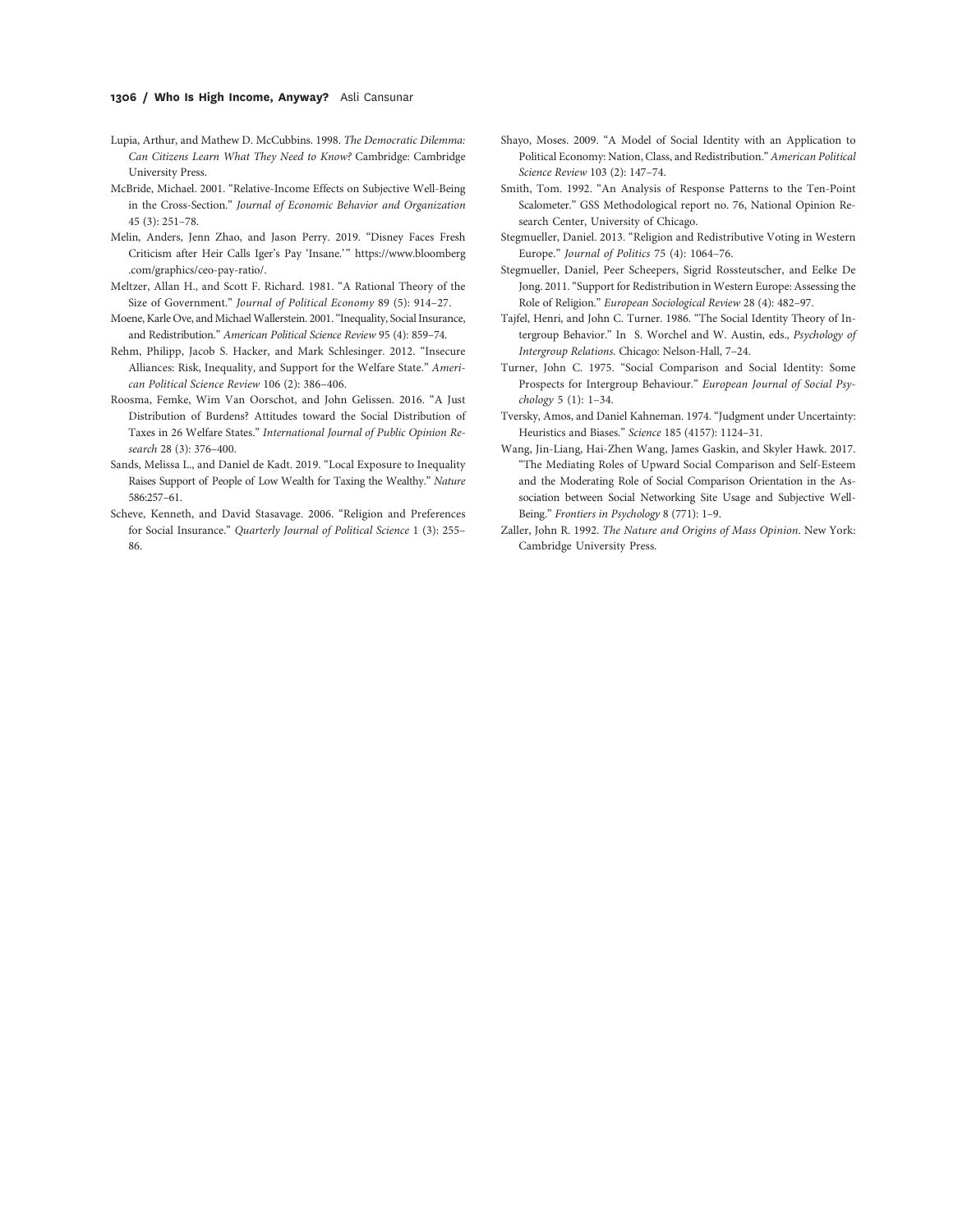Lupia, Arthur, and Mathew D. McCubbins. 1998. *The Democratic Dilemma: Can Citizens Learn What They Need to Know?* Cambridge: Cambridge University Press.

McBride, Michael. 2001. "Relative-Income Effects on Subjective Well-Being in the Cross-Section." *Journal of Economic Behavior and Organization* 45 (3): 251–78.

Melin, Anders, Jenn Zhao, and Jason Perry. 2019. "Disney Faces Fresh Criticism after Heir Calls Iger's Pay 'Insane.'" https://www.bloomberg.com/graphics/ceo-pay-ratio/.

Meltzer, Allan H., and Scott F. Richard. 1981. "A Rational Theory of the Size of Government." *Journal of Political Economy* 89 (5): 914–27.

Moene, Karle Ove, and Michael Wallerstein. 2001. "Inequality, Social Insurance, and Redistribution." *American Political Science Review* 95 (4): 859–74.

Rehm, Philipp, Jacob S. Hacker, and Mark Schlesinger. 2012. "Insecure Alliances: Risk, Inequality, and Support for the Welfare State." *American Political Science Review* 106 (2): 386–406.

Roosma, Femke, Wim Van Oorschot, and John Gelissen. 2016. "A Just Distribution of Burdens? Attitudes toward the Social Distribution of Taxes in 26 Welfare States." *International Journal of Public Opinion Research* 28 (3): 376–400.

Sands, Melissa L., and Daniel de Kadt. 2019. "Local Exposure to Inequality Raises Support of People of Low Wealth for Taxing the Wealthy." *Nature* 586:257–61.

Scheve, Kenneth, and David Stasavage. 2006. "Religion and Preferences for Social Insurance." *Quarterly Journal of Political Science* 1 (3): 255–86.

Shayo, Moses. 2009. "A Model of Social Identity with an Application to Political Economy: Nation, Class, and Redistribution." *American Political Science Review* 103 (2): 147–74.

Smith, Tom. 1992. "An Analysis of Response Patterns to the Ten-Point Scalometer." GSS Methodological report no. 76, National Opinion Research Center, University of Chicago.

Stegmueller, Daniel. 2013. "Religion and Redistributive Voting in Western Europe." *Journal of Politics* 75 (4): 1064–76.

Stegmueller, Daniel, Peer Scheepers, Sigrid Rossteutscher, and Eelke De Jong. 2011. "Support for Redistribution in Western Europe: Assessing the Role of Religion." *European Sociological Review* 28 (4): 482–97.

Tajfel, Henri, and John C. Turner. 1986. "The Social Identity Theory of Intergroup Behavior." In S. Worchel and W. Austin, eds., *Psychology of Intergroup Relations*. Chicago: Nelson-Hall, 7–24.

Turner, John C. 1975. "Social Comparison and Social Identity: Some Prospects for Intergroup Behaviour." *European Journal of Social Psychology* 5 (1): 1–34.

Tversky, Amos, and Daniel Kahneman. 1974. "Judgment under Uncertainty: Heuristics and Biases." *Science* 185 (4157): 1124–31.

Wang, Jin-Liang, Hai-Zhen Wang, James Gaskin, and Skyler Hawk. 2017. "The Mediating Roles of Upward Social Comparison and Self-Esteem and the Moderating Role of Social Comparison Orientation in the Association between Social Networking Site Usage and Subjective Well-Being." *Frontiers in Psychology* 8 (771): 1–9.

Zaller, John R. 1992. *The Nature and Origins of Mass Opinion*. New York: Cambridge University Press.